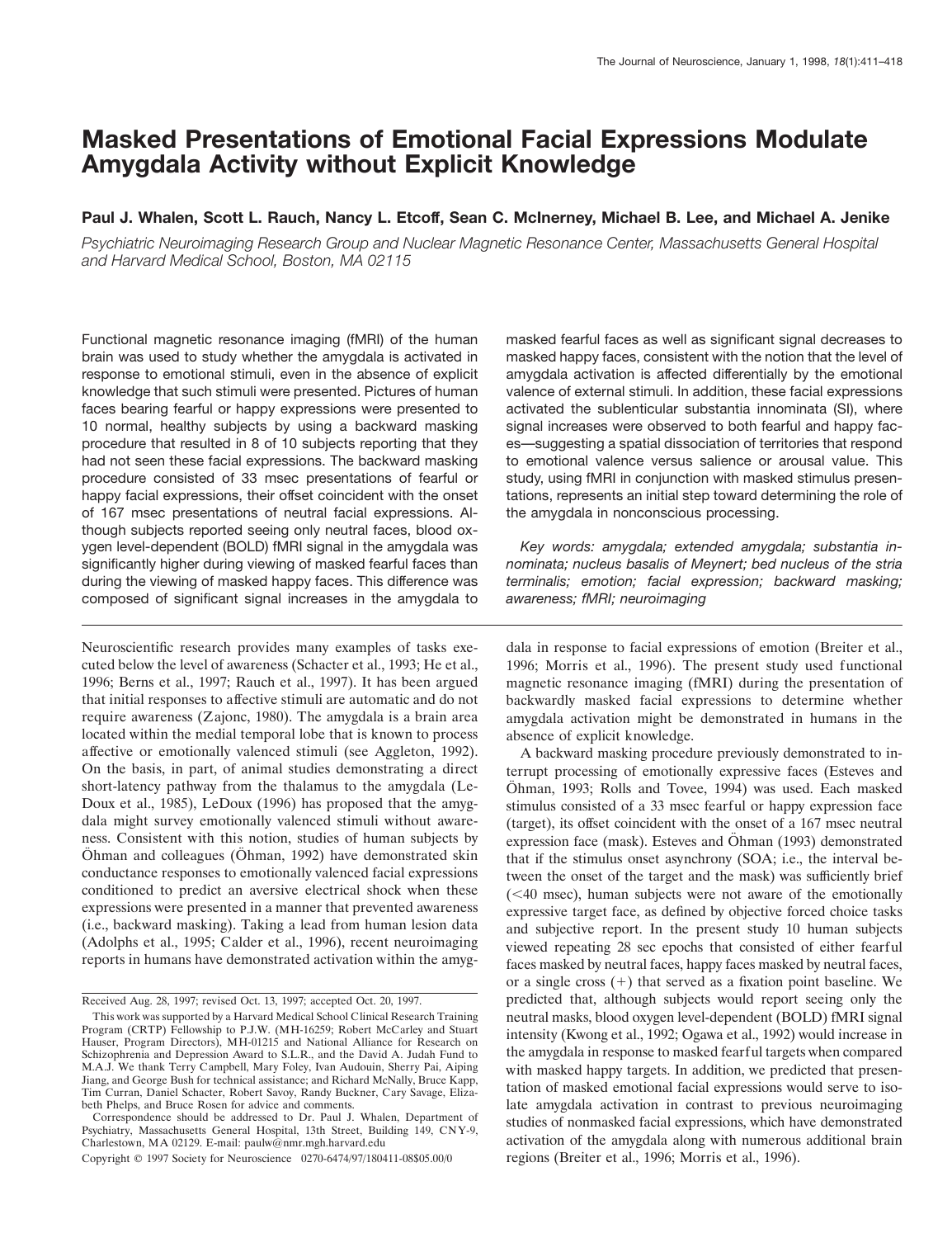# Masked Presentations of Emotional Facial Expressions Modulate Amygdala Activity without Explicit Knowledge

**Paul J. Whalen, Scott L. Rauch, Nancy L. Etcoff, Sean C. McInerney, Michael B. Lee, and Michael A. Jenike**

*Psychiatric Neuroimaging Research Group and Nuclear Magnetic Resonance Center, Massachusetts General Hospital and Harvard Medical School, Boston, MA 02115*

Functional magnetic resonance imaging (fMRI) of the human brain was used to study whether the amygdala is activated in response to emotional stimuli, even in the absence of explicit knowledge that such stimuli were presented. Pictures of human faces bearing fearful or happy expressions were presented to 10 normal, healthy subjects by using a backward masking procedure that resulted in 8 of 10 subjects reporting that they had not seen these facial expressions. The backward masking procedure consisted of 33 msec presentations of fearful or happy facial expressions, their offset coincident with the onset of 167 msec presentations of neutral facial expressions. Although subjects reported seeing only neutral faces, blood oxygen level-dependent (BOLD) fMRI signal in the amygdala was significantly higher during viewing of masked fearful faces than during the viewing of masked happy faces. This difference was composed of significant signal increases in the amygdala to masked fearful faces as well as significant signal decreases to masked happy faces, consistent with the notion that the level of amygdala activation is affected differentially by the emotional valence of external stimuli. In addition, these facial expressions activated the sublenticular substantia innominata (SI), where signal increases were observed to both fearful and happy faces—suggesting a spatial dissociation of territories that respond to emotional valence versus salience or arousal value. This study, using fMRI in conjunction with masked stimulus presentations, represents an initial step toward determining the role of the amygdala in nonconscious processing.

*Key words: amygdala; extended amygdala; substantia innominata; nucleus basalis of Meynert; bed nucleus of the stria terminalis; emotion; facial expression; backward masking; awareness; fMRI; neuroimaging*

Neuroscientific research provides many examples of tasks executed below the level of awareness (Schacter et al., 1993; He et al., 1996; Berns et al., 1997; Rauch et al., 1997). It has been argued that initial responses to affective stimuli are automatic and do not require awareness (Zajonc, 1980). The amygdala is a brain area located within the medial temporal lobe that is known to process affective or emotionally valenced stimuli (see Aggleton, 1992). On the basis, in part, of animal studies demonstrating a direct short-latency pathway from the thalamus to the amygdala (LeDoux et al., 1985), LeDoux (1996) has proposed that the amygdala might survey emotionally valenced stimuli without awareness. Consistent with this notion, studies of human subjects by Öhman and colleagues (Öhman, 1992) have demonstrated skin conductance responses to emotionally valenced facial expressions conditioned to predict an aversive electrical shock when these expressions were presented in a manner that prevented awareness (i.e., backward masking). Taking a lead from human lesion data (Adolphs et al., 1995; Calder et al., 1996), recent neuroimaging reports in humans have demonstrated activation within the amygdala in response to facial expressions of emotion (Breiter et al., 1996; Morris et al., 1996). The present study used functional magnetic resonance imaging (fMRI) during the presentation of backwardly masked facial expressions to determine whether amygdala activation might be demonstrated in humans in the absence of explicit knowledge.

A backward masking procedure previously demonstrated to interrupt processing of emotionally expressive faces (Esteves and Öhman, 1993; Rolls and Tovee, 1994) was used. Each masked stimulus consisted of a 33 msec fearful or happy expression face (target), its offset coincident with the onset of a 167 msec neutral expression face (mask). Esteves and Öhman (1993) demonstrated that if the stimulus onset asynchrony (SOA; i.e., the interval between the onset of the target and the mask) was sufficiently brief (<40 msec), human subjects were not aware of the emotionally expressive target face, as defined by objective forced choice tasks and subjective report. In the present study 10 human subjects viewed repeating 28 sec epochs that consisted of either fearful faces masked by neutral faces, happy faces masked by neutral faces, or a single cross (+) that served as a fixation point baseline. We predicted that, although subjects would report seeing only the neutral masks, blood oxygen level-dependent (BOLD) fMRI signal intensity (Kwong et al., 1992; Ogawa et al., 1992) would increase in the amygdala in response to masked fearful targets when compared with masked happy targets. In addition, we predicted that presentation of masked emotional facial expressions would serve to isolate amygdala activation in contrast to previous neuroimaging studies of nonmasked facial expressions, which have demonstrated activation of the amygdala along with numerous additional brain regions (Breiter et al., 1996; Morris et al., 1996).

Received Aug. 28, 1997; revised Oct. 13, 1997; accepted Oct. 20, 1997.

This work was supported by a Harvard Medical School Clinical Research Training Program (CRTP) Fellowship to P.J.W. (MH-16259; Robert McCarley and Stuart Hauser, Program Directors), MH-01215 and National Alliance for Research on Schizophrenia and Depression Award to S.L.R., and the David A. Judah Fund to M.A.J. We thank Terry Campbell, Mary Foley, Ivan Audouin, Sherry Pai, Aiping Jiang, and George Bush for technical assistance; and Richard McNally, Bruce Kapp, Tim Curran, Daniel Schacter, Robert Savoy, Randy Buckner, Cary Savage, Elizabeth Phelps, and Bruce Rosen for advice and comments.

Correspondence should be addressed to Dr. Paul J. Whalen, Department of Psychiatry, Massachusetts General Hospital, 13th Street, Building 149, CNY-9, Charlestown, MA 02129. E-mail: paulw@nmr.mgh.harvard.edu

Copyright © 1997 Society for Neuroscience 0270-6474/97/180411-08$05.00/0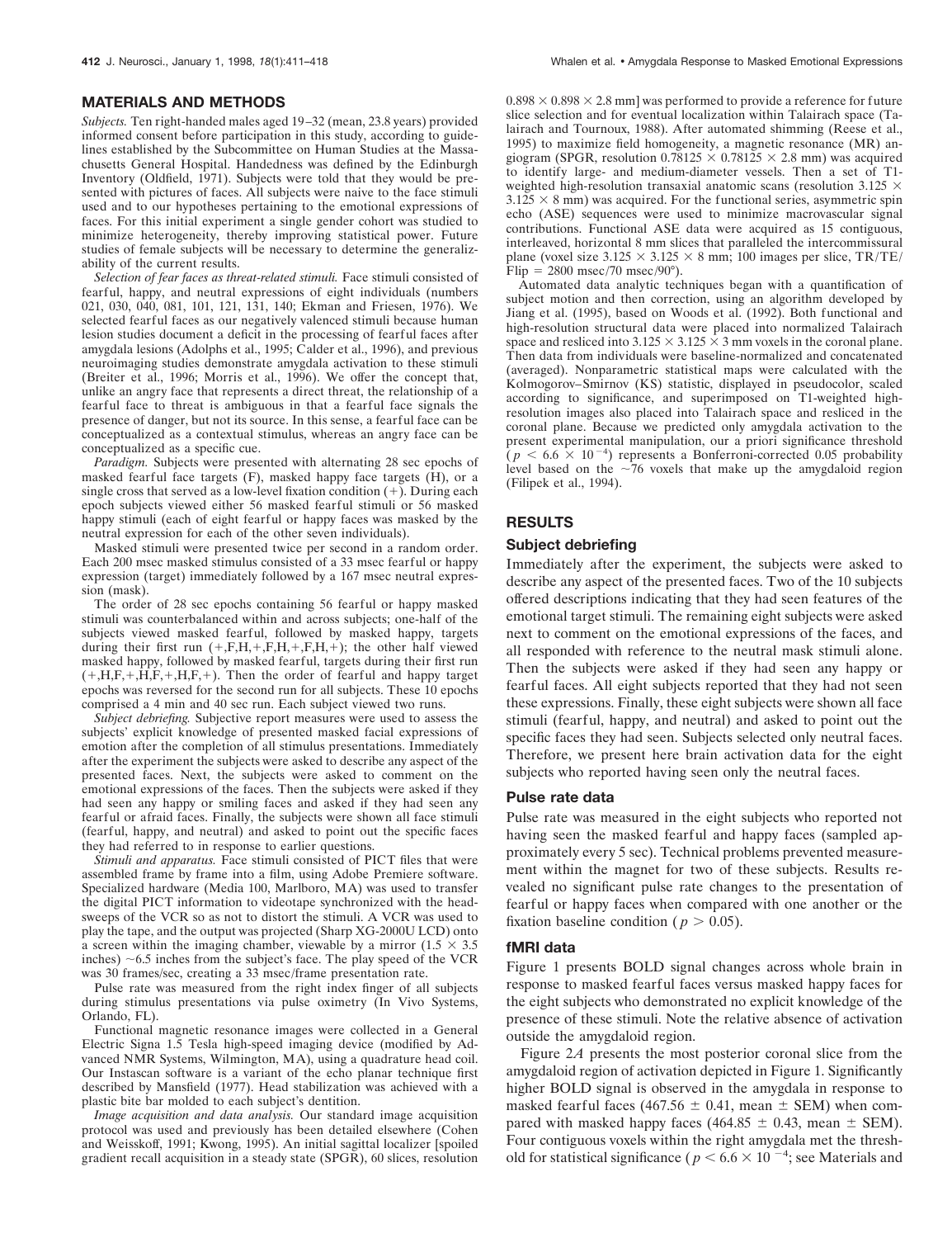## MATERIALS AND METHODS

*Subjects.* Ten right-handed males aged 19–32 (mean, 23.8 years) provided informed consent before participation in this study, according to guidelines established by the Subcommittee on Human Studies at the Massachusetts General Hospital. Handedness was defined by the Edinburgh Inventory (Oldfield, 1971). Subjects were told that they would be presented with pictures of faces. All subjects were naive to the face stimuli used and to our hypotheses pertaining to the emotional expressions of faces. For this initial experiment a single gender cohort was studied to minimize heterogeneity, thereby improving statistical power. Future studies of female subjects will be necessary to determine the generalizability of the current results.

*Selection of fear faces as threat-related stimuli.* Face stimuli consisted of fearful, happy, and neutral expressions of eight individuals (numbers 021, 030, 040, 081, 101, 121, 131, 140; Ekman and Friesen, 1976). We selected fearful faces as our negatively valenced stimuli because human lesion studies document a deficit in the processing of fearful faces after amygdala lesions (Adolphs et al., 1995; Calder et al., 1996), and previous neuroimaging studies demonstrate amygdala activation to these stimuli (Breiter et al., 1996; Morris et al., 1996). We offer the concept that, unlike an angry face that represents a direct threat, the relationship of a fearful face to threat is ambiguous in that a fearful face signals the presence of danger, but not its source. In this sense, a fearful face can be conceptualized as a contextual stimulus, whereas an angry face can be conceptualized as a specific cue.

*Paradigm.* Subjects were presented with alternating 28 sec epochs of masked fearful face targets (F), masked happy face targets (H), or a single cross that served as a low-level fixation condition (+). During each epoch subjects viewed either 56 masked fearful stimuli or 56 masked happy stimuli (each of eight fearful or happy faces was masked by the neutral expression for each of the other seven individuals).

Masked stimuli were presented twice per second in a random order. Each 200 msec masked stimulus consisted of a 33 msec fearful or happy expression (target) immediately followed by a 167 msec neutral expression (mask).

The order of 28 sec epochs containing 56 fearful or happy masked stimuli was counterbalanced within and across subjects; one-half of the subjects viewed masked fearful, followed by masked happy, targets during their first run (+,F,H,+,F,H,+,F,H,+); the other half viewed masked happy, followed by masked fearful, targets during their first run (+,H,F,+,H,F,+,H,F,+). Then the order of fearful and happy target epochs was reversed for the second run for all subjects. These 10 epochs comprised a 4 min and 40 sec run. Each subject viewed two runs.

*Subject debriefing.* Subjective report measures were used to assess the subjects' explicit knowledge of presented masked facial expressions of emotion after the completion of all stimulus presentations. Immediately after the experiment the subjects were asked to describe any aspect of the presented faces. Next, the subjects were asked to comment on the emotional expressions of the faces. Then the subjects were asked if they had seen any happy or smiling faces and asked if they had seen any fearful or afraid faces. Finally, the subjects were shown all face stimuli (fearful, happy, and neutral) and asked to point out the specific faces they had referred to in response to earlier questions.

*Stimuli and apparatus.* Face stimuli consisted of PICT files that were assembled frame by frame into a film, using Adobe Premiere software. Specialized hardware (Media 100, Marlboro, MA) was used to transfer the digital PICT information to videotape synchronized with the headsweeps of the VCR so as not to distort the stimuli. A VCR was used to play the tape, and the output was projected (Sharp XG-2000U LCD) onto a screen within the imaging chamber, viewable by a mirror (1.5 × 3.5 inches) ~6.5 inches from the subject's face. The play speed of the VCR was 30 frames/sec, creating a 33 msec/frame presentation rate.

Pulse rate was measured from the right index finger of all subjects during stimulus presentations via pulse oximetry (In Vivo Systems, Orlando, FL).

Functional magnetic resonance images were collected in a General Electric Signa 1.5 Tesla high-speed imaging device (modified by Advanced NMR Systems, Wilmington, MA), using a quadrature head coil. Our Instascan software is a variant of the echo planar technique first described by Mansfield (1977). Head stabilization was achieved with a plastic bite bar molded to each subject's dentition.

*Image acquisition and data analysis.* Our standard image acquisition protocol was used and previously has been detailed elsewhere (Cohen and Weisskoff, 1991; Kwong, 1995). An initial sagittal localizer [spoiled gradient recall acquisition in a steady state (SPGR), 60 slices, resolution 0.898 × 0.898 × 2.8 mm] was performed to provide a reference for future slice selection and for eventual localization within Talairach space (Talairach and Tournoux, 1988). After automated shimming (Reese et al., 1995) to maximize field homogeneity, a magnetic resonance (MR) angiogram (SPGR, resolution 0.78125 × 0.78125 × 2.8 mm) was acquired to identify large- and medium-diameter vessels. Then a set of T1-weighted high-resolution transaxial anatomic scans (resolution 3.125 × 3.125 × 8 mm) was acquired. For the functional series, asymmetric spin echo (ASE) sequences were used to minimize macrovascular signal contributions. Functional ASE data were acquired as 15 contiguous, interleaved, horizontal 8 mm slices that paralleled the intercommissural plane (voxel size 3.125 × 3.125 × 8 mm; 100 images per slice, TR/TE/Flip = 2800 msec/70 msec/90°).

Automated data analytic techniques began with a quantification of subject motion and then correction, using an algorithm developed by Jiang et al. (1995), based on Woods et al. (1992). Both functional and high-resolution structural data were placed into normalized Talairach space and resliced into 3.125 × 3.125 × 3 mm voxels in the coronal plane. Then data from individuals were baseline-normalized and concatenated (averaged). Nonparametric statistical maps were calculated with the Kolmogorov–Smirnov (KS) statistic, displayed in pseudocolor, scaled according to significance, and superimposed on T1-weighted high-resolution images also placed into Talairach space and resliced in the coronal plane. Because we predicted only amygdala activation to the present experimental manipulation, our a priori significance threshold ($p < 6.6 \times 10^{-4}$) represents a Bonferroni-corrected 0.05 probability level based on the ~76 voxels that make up the amygdaloid region (Filipek et al., 1994).

## RESULTS

### Subject debriefing

Immediately after the experiment, the subjects were asked to describe any aspect of the presented faces. Two of the 10 subjects offered descriptions indicating that they had seen features of the emotional target stimuli. The remaining eight subjects were asked next to comment on the emotional expressions of the faces, and all responded with reference to the neutral mask stimuli alone. Then the subjects were asked if they had seen any happy or fearful faces. All eight subjects reported that they had not seen these expressions. Finally, these eight subjects were shown all face stimuli (fearful, happy, and neutral) and asked to point out the specific faces they had seen. Subjects selected only neutral faces. Therefore, we present here brain activation data for the eight subjects who reported having seen only the neutral faces.

### Pulse rate data

Pulse rate was measured in the eight subjects who reported not having seen the masked fearful and happy faces (sampled approximately every 5 sec). Technical problems prevented measurement within the magnet for two of these subjects. Results revealed no significant pulse rate changes to the presentation of fearful or happy faces when compared with one another or the fixation baseline condition ($p > 0.05$).

### fMRI data

Figure 1 presents BOLD signal changes across whole brain in response to masked fearful faces versus masked happy faces for the eight subjects who demonstrated no explicit knowledge of the presence of these stimuli. Note the relative absence of activation outside the amygdaloid region.

Figure 2*A* presents the most posterior coronal slice from the amygdaloid region of activation depicted in Figure 1. Significantly higher BOLD signal is observed in the amygdala in response to masked fearful faces (467.56 ± 0.41, mean ± SEM) when compared with masked happy faces (464.85 ± 0.43, mean ± SEM). Four contiguous voxels within the right amygdala met the threshold for statistical significance ($p < 6.6 \times 10^{-4}$; see Materials and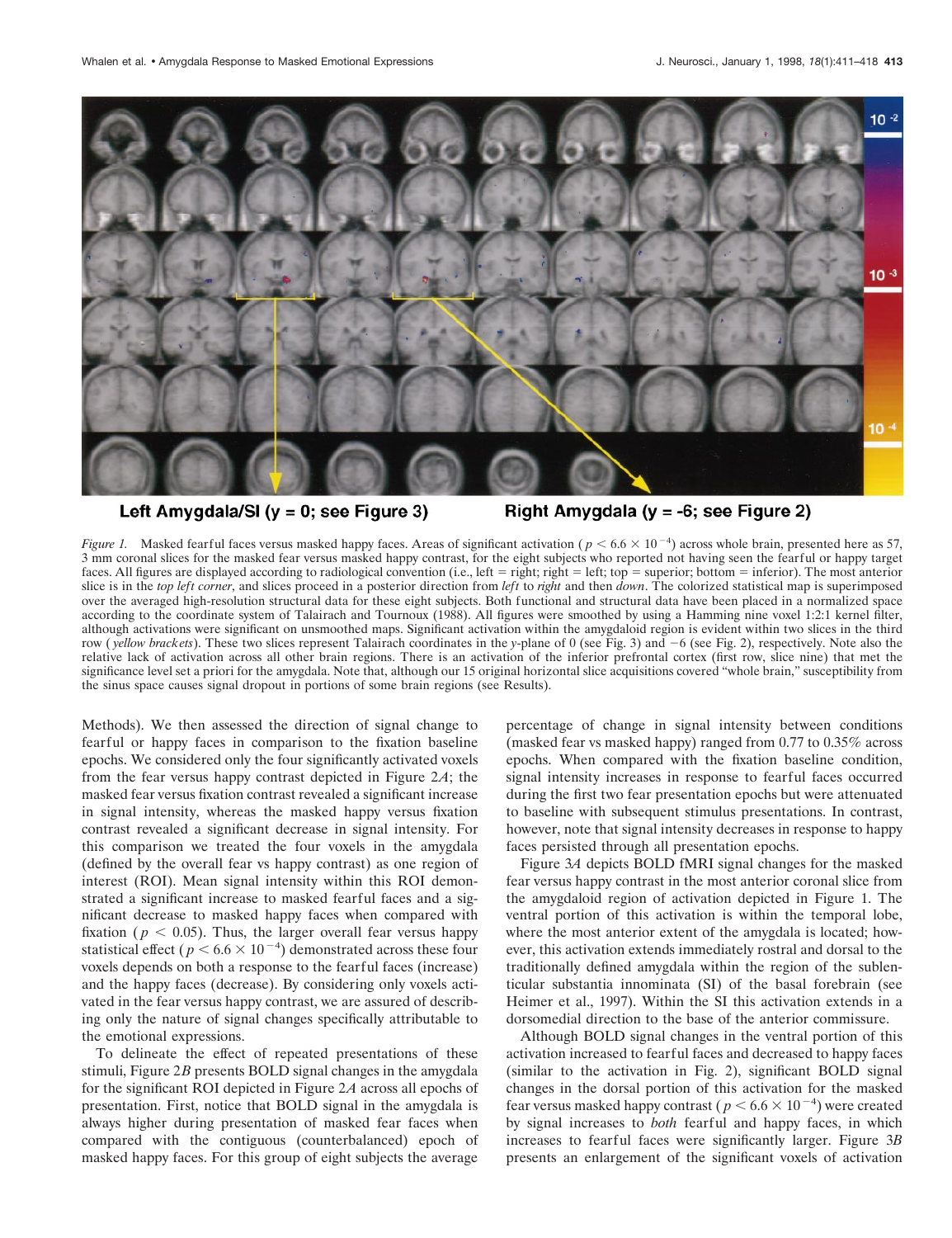Left Amygdala/SI (y = 0; see Figure 3) Right Amygdala (y = -6; see Figure 2)

*Figure 1.* Masked fearful faces versus masked happy faces. Areas of significant activation ($p < 6.6 \times 10^{-4}$) across whole brain, presented here as 57, 3 mm coronal slices for the masked fear versus masked happy contrast, for the eight subjects who reported not having seen the fearful or happy target faces. All figures are displayed according to radiological convention (i.e., left = right; right = left; top = superior; bottom = inferior). The most anterior slice is in the *top left corner*, and slices proceed in a posterior direction from *left* to *right* and then *down*. The colorized statistical map is superimposed over the averaged high-resolution structural data for these eight subjects. Both functional and structural data have been placed in a normalized space according to the coordinate system of Talairach and Tournoux (1988). All figures were smoothed by using a Hamming nine voxel 1:2:1 kernel filter, although activations were significant on unsmoothed maps. Significant activation within the amygdaloid region is evident within two slices in the third row (*yellow brackets*). These two slices represent Talairach coordinates in the *y*-plane of 0 (see Fig. 3) and −6 (see Fig. 2), respectively. Note also the relative lack of activation across all other brain regions. There is an activation of the inferior prefrontal cortex (first row, slice nine) that met the significance level set a priori for the amygdala. Note that, although our 15 original horizontal slice acquisitions covered "whole brain," susceptibility from the sinus space causes signal dropout in portions of some brain regions (see Results).

Methods). We then assessed the direction of signal change to fearful or happy faces in comparison to the fixation baseline epochs. We considered only the four significantly activated voxels from the fear versus happy contrast depicted in Figure 2*A*; the masked fear versus fixation contrast revealed a significant increase in signal intensity, whereas the masked happy versus fixation contrast revealed a significant decrease in signal intensity. For this comparison we treated the four voxels in the amygdala (defined by the overall fear vs happy contrast) as one region of interest (ROI). Mean signal intensity within this ROI demonstrated a significant increase to masked fearful faces and a significant decrease to masked happy faces when compared with fixation ($p < 0.05$). Thus, the larger overall fear versus happy statistical effect ($p < 6.6 \times 10^{-4}$) demonstrated across these four voxels depends on both a response to the fearful faces (increase) and the happy faces (decrease). By considering only voxels activated in the fear versus happy contrast, we are assured of describing only the nature of signal changes specifically attributable to the emotional expressions.

To delineate the effect of repeated presentations of these stimuli, Figure 2*B* presents BOLD signal changes in the amygdala for the significant ROI depicted in Figure 2*A* across all epochs of presentation. First, notice that BOLD signal in the amygdala is always higher during presentation of masked fear faces when compared with the contiguous (counterbalanced) epoch of masked happy faces. For this group of eight subjects the average percentage of change in signal intensity between conditions (masked fear vs masked happy) ranged from 0.77 to 0.35% across epochs. When compared with the fixation baseline condition, signal intensity increases in response to fearful faces occurred during the first two fear presentation epochs but were attenuated to baseline with subsequent stimulus presentations. In contrast, however, note that signal intensity decreases in response to happy faces persisted through all presentation epochs.

Figure 3*A* depicts BOLD fMRI signal changes for the masked fear versus happy contrast in the most anterior coronal slice from the amygdaloid region of activation depicted in Figure 1. The ventral portion of this activation is within the temporal lobe, where the most anterior extent of the amygdala is located; however, this activation extends immediately rostral and dorsal to the traditionally defined amygdala within the region of the sublenticular substantia innominata (SI) of the basal forebrain (see Heimer et al., 1997). Within the SI this activation extends in a dorsomedial direction to the base of the anterior commissure.

Although BOLD signal changes in the ventral portion of this activation increased to fearful faces and decreased to happy faces (similar to the activation in Fig. 2), significant BOLD signal changes in the dorsal portion of this activation for the masked fear versus masked happy contrast ($p < 6.6 \times 10^{-4}$) were created by signal increases to *both* fearful and happy faces, in which increases to fearful faces were significantly larger. Figure 3*B* presents an enlargement of the significant voxels of activation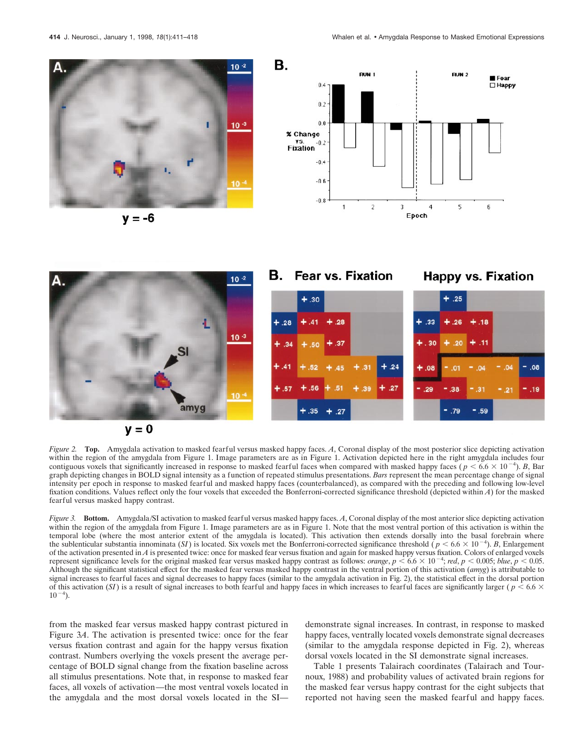*Figure 2.* **Top.** Amygdala activation to masked fearful versus masked happy faces. *A*, Coronal display of the most posterior slice depicting activation within the region of the amygdala from Figure 1. Image parameters are as in Figure 1. Activation depicted here in the right amygdala includes four contiguous voxels that significantly increased in response to masked fearful faces when compared with masked happy faces ($p < 6.6 \times 10^{-4}$). *B*, Bar graph depicting changes in BOLD signal intensity as a function of repeated stimulus presentations. *Bars* represent the mean percentage change of signal intensity per epoch in response to masked fearful and masked happy faces (counterbalanced), as compared with the preceding and following low-level fixation conditions. Values reflect only the four voxels that exceeded the Bonferroni-corrected significance threshold (depicted within *A*) for the masked fearful versus masked happy contrast.

*Figure 3.* **Bottom.** Amygdala/SI activation to masked fearful versus masked happy faces. *A*, Coronal display of the most anterior slice depicting activation within the region of the amygdala from Figure 1. Image parameters are as in Figure 1. Note that the most ventral portion of this activation is within the temporal lobe (where the most anterior extent of the amygdala is located). This activation then extends dorsally into the basal forebrain where the sublenticular substantia innominata (*SI*) is located. Six voxels met the Bonferroni-corrected significance threshold ($p < 6.6 \times 10^{-4}$). *B*, Enlargement of the activation presented in *A* is presented twice: once for masked fear versus fixation and again for masked happy versus fixation. Colors of enlarged voxels represent significance levels for the original masked fear versus masked happy contrast as follows: *orange*, $p < 6.6 \times 10^{-4}$; *red*, $p < 0.005$; *blue*, $p < 0.05$. Although the significant statistical effect for the masked fear versus masked happy contrast in the ventral portion of this activation (*amyg*) is attributable to signal increases to fearful faces and signal decreases to happy faces (similar to the amygdala activation in Fig. 2), the statistical effect in the dorsal portion of this activation (*SI*) is a result of signal increases to both fearful and happy faces in which increases to fearful faces are significantly larger ($p < 6.6 \times 10^{-4}$).

from the masked fear versus masked happy contrast pictured in Figure 3*A*. The activation is presented twice: once for the fear versus fixation contrast and again for the happy versus fixation contrast. Numbers overlying the voxels present the average percentage of BOLD signal change from the fixation baseline across all stimulus presentations. Note that, in response to masked fear faces, all voxels of activation—the most ventral voxels located in the amygdala and the most dorsal voxels located in the SI—demonstrate signal increases. In contrast, in response to masked happy faces, ventrally located voxels demonstrate signal decreases (similar to the amygdala response depicted in Fig. 2), whereas dorsal voxels located in the SI demonstrate signal increases.

Table 1 presents Talairach coordinates (Talairach and Tournoux, 1988) and probability values of activated brain regions for the masked fear versus happy contrast for the eight subjects that reported not having seen the masked fearful and happy faces.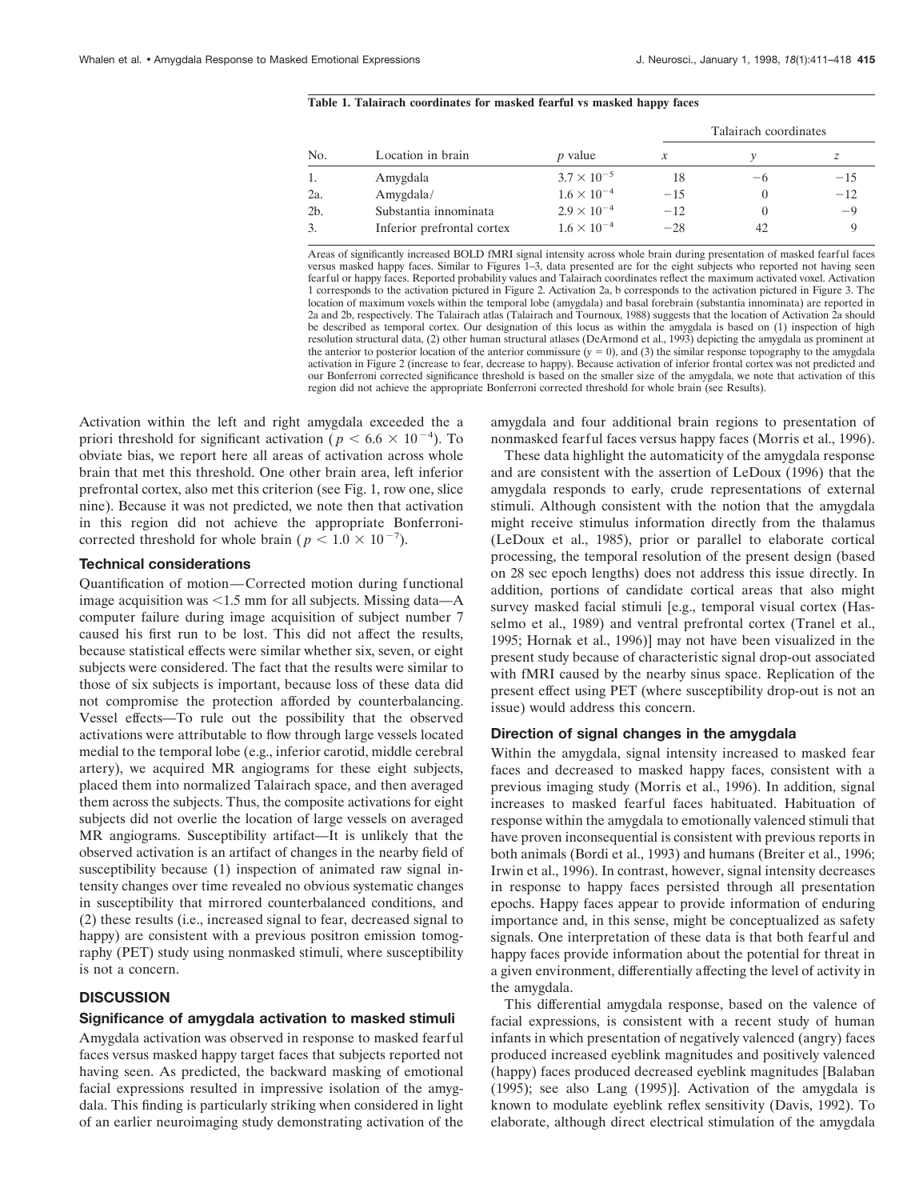**Table 1. Talairach coordinates for masked fearful vs masked happy faces**

| No. | Location in brain | *p* value | Talairach coordinates | | |
|---|---|---|---|---|---|
| | | | *x* | *y* | *z* |
| 1. | Amygdala | $3.7 \times 10^{-5}$ | 18 | −6 | −15 |
| 2a. | Amygdala/ | $1.6 \times 10^{-4}$ | −15 | 0 | −12 |
| 2b. | Substantia innominata | $2.9 \times 10^{-4}$ | −12 | 0 | −9 |
| 3. | Inferior prefrontal cortex | $1.6 \times 10^{-4}$ | −28 | 42 | 9 |

Areas of significantly increased BOLD fMRI signal intensity across whole brain during presentation of masked fearful faces versus masked happy faces. Similar to Figures 1–3, data presented are for the eight subjects who reported not having seen fearful or happy faces. Reported probability values and Talairach coordinates reflect the maximum activated voxel. Activation 1 corresponds to the activation pictured in Figure 2. Activation 2a, b corresponds to the activation pictured in Figure 3. The location of maximum voxels within the temporal lobe (amygdala) and basal forebrain (substantia innominata) are reported in 2a and 2b, respectively. The Talairach atlas (Talairach and Tournoux, 1988) suggests that the location of Activation 2a should be described as temporal cortex. Our designation of this locus as within the amygdala is based on (1) inspection of high resolution structural data, (2) other human structural atlases (DeArmond et al., 1993) depicting the amygdala as prominent at the anterior to posterior location of the anterior commissure ($y = 0$), and (3) the similar response topography to the amygdala activation in Figure 2 (increase to fear, decrease to happy). Because activation of inferior frontal cortex was not predicted and our Bonferroni corrected significance threshold is based on the smaller size of the amygdala, we note that activation of this region did not achieve the appropriate Bonferroni corrected threshold for whole brain (see Results).

Activation within the left and right amygdala exceeded the a priori threshold for significant activation ($p < 6.6 \times 10^{-4}$). To obviate bias, we report here all areas of activation across whole brain that met this threshold. One other brain area, left inferior prefrontal cortex, also met this criterion (see Fig. 1, row one, slice nine). Because it was not predicted, we note then that activation in this region did not achieve the appropriate Bonferroni-corrected threshold for whole brain ($p < 1.0 \times 10^{-7}$).

### Technical considerations

Quantification of motion—Corrected motion during functional image acquisition was <1.5 mm for all subjects. Missing data—A computer failure during image acquisition of subject number 7 caused his first run to be lost. This did not affect the results, because statistical effects were similar whether six, seven, or eight subjects were considered. The fact that the results were similar to those of six subjects is important, because loss of these data did not compromise the protection afforded by counterbalancing. Vessel effects—To rule out the possibility that the observed activations were attributable to flow through large vessels located medial to the temporal lobe (e.g., inferior carotid, middle cerebral artery), we acquired MR angiograms for these eight subjects, placed them into normalized Talairach space, and then averaged them across the subjects. Thus, the composite activations for eight subjects did not overlie the location of large vessels on averaged MR angiograms. Susceptibility artifact—It is unlikely that the observed activation is an artifact of changes in the nearby field of susceptibility because (1) inspection of animated raw signal intensity changes over time revealed no obvious systematic changes in susceptibility that mirrored counterbalanced conditions, and (2) these results (i.e., increased signal to fear, decreased signal to happy) are consistent with a previous positron emission tomography (PET) study using nonmasked stimuli, where susceptibility is not a concern.

## DISCUSSION

### Significance of amygdala activation to masked stimuli

Amygdala activation was observed in response to masked fearful faces versus masked happy target faces that subjects reported not having seen. As predicted, the backward masking of emotional facial expressions resulted in impressive isolation of the amygdala. This finding is particularly striking when considered in light of an earlier neuroimaging study demonstrating activation of the amygdala and four additional brain regions to presentation of nonmasked fearful faces versus happy faces (Morris et al., 1996).

These data highlight the automaticity of the amygdala response and are consistent with the assertion of LeDoux (1996) that the amygdala responds to early, crude representations of external stimuli. Although consistent with the notion that the amygdala might receive stimulus information directly from the thalamus (LeDoux et al., 1985), prior or parallel to elaborate cortical processing, the temporal resolution of the present design (based on 28 sec epoch lengths) does not address this issue directly. In addition, portions of candidate cortical areas that also might survey masked facial stimuli [e.g., temporal visual cortex (Hasselmo et al., 1989) and ventral prefrontal cortex (Tranel et al., 1995; Hornak et al., 1996)] may not have been visualized in the present study because of characteristic signal drop-out associated with fMRI caused by the nearby sinus space. Replication of the present effect using PET (where susceptibility drop-out is not an issue) would address this concern.

### Direction of signal changes in the amygdala

Within the amygdala, signal intensity increased to masked fear faces and decreased to masked happy faces, consistent with a previous imaging study (Morris et al., 1996). In addition, signal increases to masked fearful faces habituated. Habituation of response within the amygdala to emotionally valenced stimuli that have proven inconsequential is consistent with previous reports in both animals (Bordi et al., 1993) and humans (Breiter et al., 1996; Irwin et al., 1996). In contrast, however, signal intensity decreases in response to happy faces persisted through all presentation epochs. Happy faces appear to provide information of enduring importance and, in this sense, might be conceptualized as safety signals. One interpretation of these data is that both fearful and happy faces provide information about the potential for threat in a given environment, differentially affecting the level of activity in the amygdala.

This differential amygdala response, based on the valence of facial expressions, is consistent with a recent study of human infants in which presentation of negatively valenced (angry) faces produced increased eyeblink magnitudes and positively valenced (happy) faces produced decreased eyeblink magnitudes [Balaban (1995); see also Lang (1995)]. Activation of the amygdala is known to modulate eyeblink reflex sensitivity (Davis, 1992). To elaborate, although direct electrical stimulation of the amygdala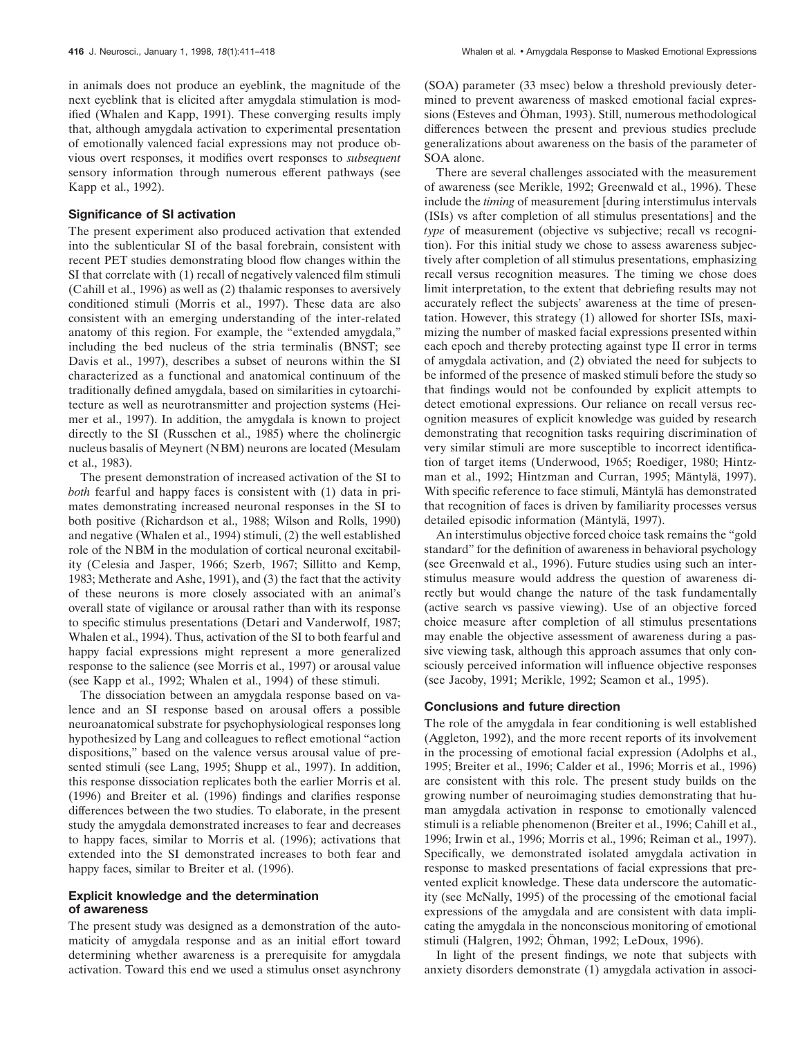in animals does not produce an eyeblink, the magnitude of the next eyeblink that is elicited after amygdala stimulation is modified (Whalen and Kapp, 1991). These converging results imply that, although amygdala activation to experimental presentation of emotionally valenced facial expressions may not produce obvious overt responses, it modifies overt responses to *subsequent* sensory information through numerous efferent pathways (see Kapp et al., 1992).

### Significance of SI activation

The present experiment also produced activation that extended into the sublenticular SI of the basal forebrain, consistent with recent PET studies demonstrating blood flow changes within the SI that correlate with (1) recall of negatively valenced film stimuli (Cahill et al., 1996) as well as (2) thalamic responses to aversively conditioned stimuli (Morris et al., 1997). These data are also consistent with an emerging understanding of the inter-related anatomy of this region. For example, the "extended amygdala," including the bed nucleus of the stria terminalis (BNST; see Davis et al., 1997), describes a subset of neurons within the SI characterized as a functional and anatomical continuum of the traditionally defined amygdala, based on similarities in cytoarchitecture as well as neurotransmitter and projection systems (Heimer et al., 1997). In addition, the amygdala is known to project directly to the SI (Russchen et al., 1985) where the cholinergic nucleus basalis of Meynert (NBM) neurons are located (Mesulam et al., 1983).

The present demonstration of increased activation of the SI to *both* fearful and happy faces is consistent with (1) data in primates demonstrating increased neuronal responses in the SI to both positive (Richardson et al., 1988; Wilson and Rolls, 1990) and negative (Whalen et al., 1994) stimuli, (2) the well established role of the NBM in the modulation of cortical neuronal excitability (Celesia and Jasper, 1966; Szerb, 1967; Sillitto and Kemp, 1983; Metherate and Ashe, 1991), and (3) the fact that the activity of these neurons is more closely associated with an animal's overall state of vigilance or arousal rather than with its response to specific stimulus presentations (Detari and Vanderwolf, 1987; Whalen et al., 1994). Thus, activation of the SI to both fearful and happy facial expressions might represent a more generalized response to the salience (see Morris et al., 1997) or arousal value (see Kapp et al., 1992; Whalen et al., 1994) of these stimuli.

The dissociation between an amygdala response based on valence and an SI response based on arousal offers a possible neuroanatomical substrate for psychophysiological responses long hypothesized by Lang and colleagues to reflect emotional "action dispositions," based on the valence versus arousal value of presented stimuli (see Lang, 1995; Shupp et al., 1997). In addition, this response dissociation replicates both the earlier Morris et al. (1996) and Breiter et al. (1996) findings and clarifies response differences between the two studies. To elaborate, in the present study the amygdala demonstrated increases to fear and decreases to happy faces, similar to Morris et al. (1996); activations that extended into the SI demonstrated increases to both fear and happy faces, similar to Breiter et al. (1996).

### Explicit knowledge and the determination of awareness

The present study was designed as a demonstration of the automaticity of amygdala response and as an initial effort toward determining whether awareness is a prerequisite for amygdala activation. Toward this end we used a stimulus onset asynchrony (SOA) parameter (33 msec) below a threshold previously determined to prevent awareness of masked emotional facial expressions (Esteves and Öhman, 1993). Still, numerous methodological differences between the present and previous studies preclude generalizations about awareness on the basis of the parameter of SOA alone.

There are several challenges associated with the measurement of awareness (see Merikle, 1992; Greenwald et al., 1996). These include the *timing* of measurement [during interstimulus intervals (ISIs) vs after completion of all stimulus presentations] and the *type* of measurement (objective vs subjective; recall vs recognition). For this initial study we chose to assess awareness subjectively after completion of all stimulus presentations, emphasizing recall versus recognition measures. The timing we chose does limit interpretation, to the extent that debriefing results may not accurately reflect the subjects' awareness at the time of presentation. However, this strategy (1) allowed for shorter ISIs, maximizing the number of masked facial expressions presented within each epoch and thereby protecting against type II error in terms of amygdala activation, and (2) obviated the need for subjects to be informed of the presence of masked stimuli before the study so that findings would not be confounded by explicit attempts to detect emotional expressions. Our reliance on recall versus recognition measures of explicit knowledge was guided by research demonstrating that recognition tasks requiring discrimination of very similar stimuli are more susceptible to incorrect identification of target items (Underwood, 1965; Roediger, 1980; Hintzman et al., 1992; Hintzman and Curran, 1995; Mäntylä, 1997). With specific reference to face stimuli, Mäntylä has demonstrated that recognition of faces is driven by familiarity processes versus detailed episodic information (Mäntylä, 1997).

An interstimulus objective forced choice task remains the "gold standard" for the definition of awareness in behavioral psychology (see Greenwald et al., 1996). Future studies using such an interstimulus measure would address the question of awareness directly but would change the nature of the task fundamentally (active search vs passive viewing). Use of an objective forced choice measure after completion of all stimulus presentations may enable the objective assessment of awareness during a passive viewing task, although this approach assumes that only consciously perceived information will influence objective responses (see Jacoby, 1991; Merikle, 1992; Seamon et al., 1995).

### Conclusions and future direction

The role of the amygdala in fear conditioning is well established (Aggleton, 1992), and the more recent reports of its involvement in the processing of emotional facial expression (Adolphs et al., 1995; Breiter et al., 1996; Calder et al., 1996; Morris et al., 1996) are consistent with this role. The present study builds on the growing number of neuroimaging studies demonstrating that human amygdala activation in response to emotionally valenced stimuli is a reliable phenomenon (Breiter et al., 1996; Cahill et al., 1996; Irwin et al., 1996; Morris et al., 1996; Reiman et al., 1997). Specifically, we demonstrated isolated amygdala activation in response to masked presentations of facial expressions that prevented explicit knowledge. These data underscore the automaticity (see McNally, 1995) of the processing of the emotional facial expressions of the amygdala and are consistent with data implicating the amygdala in the nonconscious monitoring of emotional stimuli (Halgren, 1992; Öhman, 1992; LeDoux, 1996).

In light of the present findings, we note that subjects with anxiety disorders demonstrate (1) amygdala activation in associ-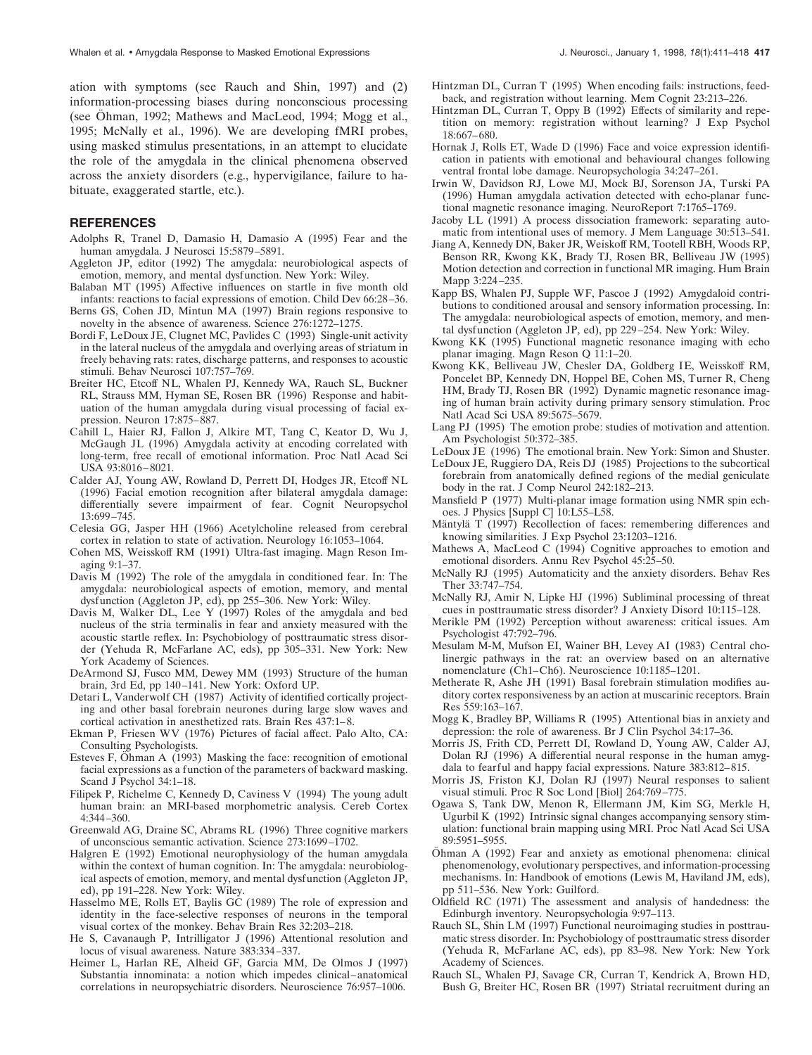ation with symptoms (see Rauch and Shin, 1997) and (2) information-processing biases during nonconscious processing (see Öhman, 1992; Mathews and MacLeod, 1994; Mogg et al., 1995; McNally et al., 1996). We are developing fMRI probes, using masked stimulus presentations, in an attempt to elucidate the role of the amygdala in the clinical phenomena observed across the anxiety disorders (e.g., hypervigilance, failure to habituate, exaggerated startle, etc.).

## REFERENCES

Adolphs R, Tranel D, Damasio H, Damasio A (1995) Fear and the human amygdala. J Neurosci 15:5879–5891.

Aggleton JP, editor (1992) The amygdala: neurobiological aspects of emotion, memory, and mental dysfunction. New York: Wiley.

Balaban MT (1995) Affective influences on startle in five month old infants: reactions to facial expressions of emotion. Child Dev 66:28–36.

Berns GS, Cohen JD, Mintun MA (1997) Brain regions responsive to novelty in the absence of awareness. Science 276:1272–1275.

Bordi F, LeDoux JE, Clugnet MC, Pavlides C (1993) Single-unit activity in the lateral nucleus of the amygdala and overlying areas of striatum in freely behaving rats: rates, discharge patterns, and responses to acoustic stimuli. Behav Neurosci 107:757–769.

Breiter HC, Etcoff NL, Whalen PJ, Kennedy WA, Rauch SL, Buckner RL, Strauss MM, Hyman SE, Rosen BR (1996) Response and habituation of the human amygdala during visual processing of facial expression. Neuron 17:875–887.

Cahill L, Haier RJ, Fallon J, Alkire MT, Tang C, Keator D, Wu J, McGaugh JL (1996) Amygdala activity at encoding correlated with long-term, free recall of emotional information. Proc Natl Acad Sci USA 93:8016–8021.

Calder AJ, Young AW, Rowland D, Perrett DI, Hodges JR, Etcoff NL (1996) Facial emotion recognition after bilateral amygdala damage: differentially severe impairment of fear. Cognit Neuropsychol 13:699–745.

Celesia GG, Jasper HH (1966) Acetylcholine released from cerebral cortex in relation to state of activation. Neurology 16:1053–1064.

Cohen MS, Weisskoff RM (1991) Ultra-fast imaging. Magn Reson Imaging 9:1–37.

Davis M (1992) The role of the amygdala in conditioned fear. In: The amygdala: neurobiological aspects of emotion, memory, and mental dysfunction (Aggleton JP, ed), pp 255–306. New York: Wiley.

Davis M, Walker DL, Lee Y (1997) Roles of the amygdala and bed nucleus of the stria terminalis in fear and anxiety measured with the acoustic startle reflex. In: Psychobiology of posttraumatic stress disorder (Yehuda R, McFarlane AC, eds), pp 305–331. New York: New York Academy of Sciences.

DeArmond SJ, Fusco MM, Dewey MM (1993) Structure of the human brain, 3rd Ed, pp 140–141. New York: Oxford UP.

Detari L, Vanderwolf CH (1987) Activity of identified cortically projecting and other basal forebrain neurones during large slow waves and cortical activation in anesthetized rats. Brain Res 437:1–8.

Ekman P, Friesen WV (1976) Pictures of facial affect. Palo Alto, CA: Consulting Psychologists.

Esteves F, Öhman A (1993) Masking the face: recognition of emotional facial expressions as a function of the parameters of backward masking. Scand J Psychol 34:1–18.

Filipek P, Richelme C, Kennedy D, Caviness V (1994) The young adult human brain: an MRI-based morphometric analysis. Cereb Cortex 4:344–360.

Greenwald AG, Draine SC, Abrams RL (1996) Three cognitive markers of unconscious semantic activation. Science 273:1699–1702.

Halgren E (1992) Emotional neurophysiology of the human amygdala within the context of human cognition. In: The amygdala: neurobiological aspects of emotion, memory, and mental dysfunction (Aggleton JP, ed), pp 191–228. New York: Wiley.

Hasselmo ME, Rolls ET, Baylis GC (1989) The role of expression and identity in the face-selective responses of neurons in the temporal visual cortex of the monkey. Behav Brain Res 32:203–218.

He S, Cavanaugh P, Intrilligator J (1996) Attentional resolution and locus of visual awareness. Nature 383:334–337.

Heimer L, Harlan RE, Alheid GF, Garcia MM, De Olmos J (1997) Substantia innominata: a notion which impedes clinical–anatomical correlations in neuropsychiatric disorders. Neuroscience 76:957–1006.

Hintzman DL, Curran T (1995) When encoding fails: instructions, feedback, and registration without learning. Mem Cognit 23:213–226.

Hintzman DL, Curran T, Oppy B (1992) Effects of similarity and repetition on memory: registration without learning? J Exp Psychol 18:667–680.

Hornak J, Rolls ET, Wade D (1996) Face and voice expression identification in patients with emotional and behavioural changes following ventral frontal lobe damage. Neuropsychologia 34:247–261.

Irwin W, Davidson RJ, Lowe MJ, Mock BJ, Sorenson JA, Turski PA (1996) Human amygdala activation detected with echo-planar functional magnetic resonance imaging. NeuroReport 7:1765–1769.

Jacoby LL (1991) A process dissociation framework: separating automatic from intentional uses of memory. J Mem Language 30:513–541.

Jiang A, Kennedy DN, Baker JR, Weiskoff RM, Tootell RBH, Woods RP, Benson RR, Kwong KK, Brady TJ, Rosen BR, Belliveau JW (1995) Motion detection and correction in functional MR imaging. Hum Brain Mapp 3:224–235.

Kapp BS, Whalen PJ, Supple WF, Pascoe J (1992) Amygdaloid contributions to conditioned arousal and sensory information processing. In: The amygdala: neurobiological aspects of emotion, memory, and mental dysfunction (Aggleton JP, ed), pp 229–254. New York: Wiley.

Kwong KK (1995) Functional magnetic resonance imaging with echo planar imaging. Magn Reson Q 11:1–20.

Kwong KK, Belliveau JW, Chesler DA, Goldberg IE, Weisskoff RM, Poncelet BP, Kennedy DN, Hoppel BE, Cohen MS, Turner R, Cheng HM, Brady TJ, Rosen BR (1992) Dynamic magnetic resonance imaging of human brain activity during primary sensory stimulation. Proc Natl Acad Sci USA 89:5675–5679.

Lang PJ (1995) The emotion probe: studies of motivation and attention. Am Psychologist 50:372–385.

LeDoux JE (1996) The emotional brain. New York: Simon and Shuster.

LeDoux JE, Ruggiero DA, Reis DJ (1985) Projections to the subcortical forebrain from anatomically defined regions of the medial geniculate body in the rat. J Comp Neurol 242:182–213.

Mansfield P (1977) Multi-planar image formation using NMR spin echoes. J Physics [Suppl C] 10:L55–L58.

Mäntylä T (1997) Recollection of faces: remembering differences and knowing similarities. J Exp Psychol 23:1203–1216.

Mathews A, MacLeod C (1994) Cognitive approaches to emotion and emotional disorders. Annu Rev Psychol 45:25–50.

McNally RJ (1995) Automaticity and the anxiety disorders. Behav Res Ther 33:747–754.

McNally RJ, Amir N, Lipke HJ (1996) Subliminal processing of threat cues in posttraumatic stress disorder? J Anxiety Disord 10:115–128.

Merikle PM (1992) Perception without awareness: critical issues. Am Psychologist 47:792–796.

Mesulam M-M, Mufson EI, Wainer BH, Levey AI (1983) Central cholinergic pathways in the rat: an overview based on an alternative nomenclature (Ch1–Ch6). Neuroscience 10:1185–1201.

Metherate R, Ashe JH (1991) Basal forebrain stimulation modifies auditory cortex responsiveness by an action at muscarinic receptors. Brain Res 559:163–167.

Mogg K, Bradley BP, Williams R (1995) Attentional bias in anxiety and depression: the role of awareness. Br J Clin Psychol 34:17–36.

Morris JS, Frith CD, Perrett DI, Rowland D, Young AW, Calder AJ, Dolan RJ (1996) A differential neural response in the human amygdala to fearful and happy facial expressions. Nature 383:812–815.

Morris JS, Friston KJ, Dolan RJ (1997) Neural responses to salient visual stimuli. Proc R Soc Lond [Biol] 264:769–775.

Ogawa S, Tank DW, Menon R, Ellermann JM, Kim SG, Merkle H, Ugurbil K (1992) Intrinsic signal changes accompanying sensory stimulation: functional brain mapping using MRI. Proc Natl Acad Sci USA 89:5951–5955.

Öhman A (1992) Fear and anxiety as emotional phenomena: clinical phenomenology, evolutionary perspectives, and information-processing mechanisms. In: Handbook of emotions (Lewis M, Haviland JM, eds), pp 511–536. New York: Guilford.

Oldfield RC (1971) The assessment and analysis of handedness: the Edinburgh inventory. Neuropsychologia 9:97–113.

Rauch SL, Shin LM (1997) Functional neuroimaging studies in posttraumatic stress disorder. In: Psychobiology of posttraumatic stress disorder (Yehuda R, McFarlane AC, eds), pp 83–98. New York: New York Academy of Sciences.

Rauch SL, Whalen PJ, Savage CR, Curran T, Kendrick A, Brown HD, Bush G, Breiter HC, Rosen BR (1997) Striatal recruitment during an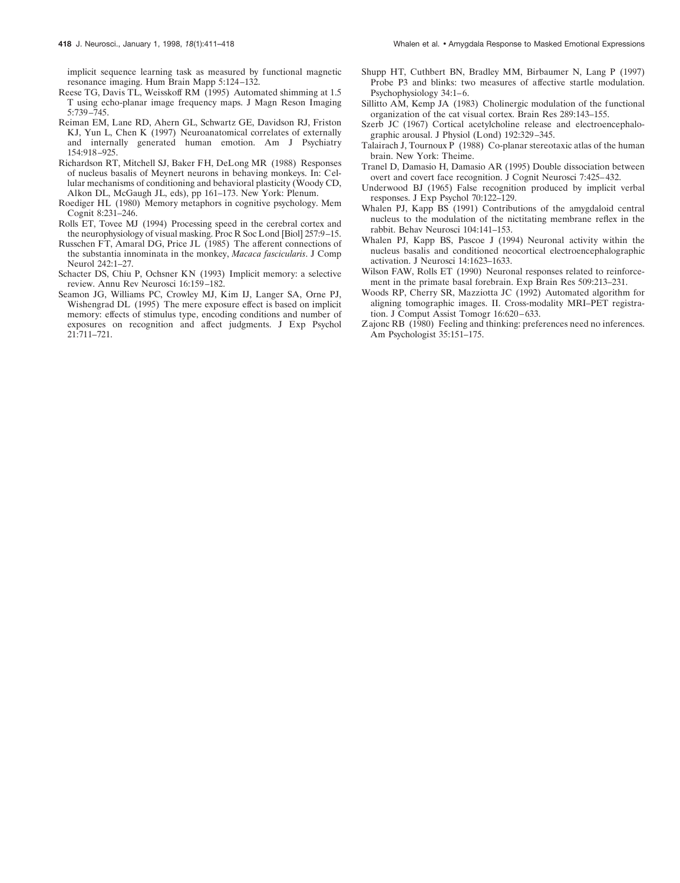implicit sequence learning task as measured by functional magnetic resonance imaging. Hum Brain Mapp 5:124–132.

Reese TG, Davis TL, Weisskoff RM (1995) Automated shimming at 1.5 T using echo-planar image frequency maps. J Magn Reson Imaging 5:739–745.

Reiman EM, Lane RD, Ahern GL, Schwartz GE, Davidson RJ, Friston KJ, Yun L, Chen K (1997) Neuroanatomical correlates of externally and internally generated human emotion. Am J Psychiatry 154:918–925.

Richardson RT, Mitchell SJ, Baker FH, DeLong MR (1988) Responses of nucleus basalis of Meynert neurons in behaving monkeys. In: Cellular mechanisms of conditioning and behavioral plasticity (Woody CD, Alkon DL, McGaugh JL, eds), pp 161–173. New York: Plenum.

Roediger HL (1980) Memory metaphors in cognitive psychology. Mem Cognit 8:231–246.

Rolls ET, Tovee MJ (1994) Processing speed in the cerebral cortex and the neurophysiology of visual masking. Proc R Soc Lond [Biol] 257:9–15.

Russchen FT, Amaral DG, Price JL (1985) The afferent connections of the substantia innominata in the monkey, *Macaca fascicularis*. J Comp Neurol 242:1–27.

Schacter DS, Chiu P, Ochsner KN (1993) Implicit memory: a selective review. Annu Rev Neurosci 16:159–182.

Seamon JG, Williams PC, Crowley MJ, Kim IJ, Langer SA, Orne PJ, Wishengrad DL (1995) The mere exposure effect is based on implicit memory: effects of stimulus type, encoding conditions and number of exposures on recognition and affect judgments. J Exp Psychol 21:711–721.

Shupp HT, Cuthbert BN, Bradley MM, Birbaumer N, Lang P (1997) Probe P3 and blinks: two measures of affective startle modulation. Psychophysiology 34:1–6.

Sillitto AM, Kemp JA (1983) Cholinergic modulation of the functional organization of the cat visual cortex. Brain Res 289:143–155.

Szerb JC (1967) Cortical acetylcholine release and electroencephalographic arousal. J Physiol (Lond) 192:329–345.

Talairach J, Tournoux P (1988) Co-planar stereotaxic atlas of the human brain. New York: Theime.

Tranel D, Damasio H, Damasio AR (1995) Double dissociation between overt and covert face recognition. J Cognit Neurosci 7:425–432.

Underwood BJ (1965) False recognition produced by implicit verbal responses. J Exp Psychol 70:122–129.

Whalen PJ, Kapp BS (1991) Contributions of the amygdaloid central nucleus to the modulation of the nictitating membrane reflex in the rabbit. Behav Neurosci 104:141–153.

Whalen PJ, Kapp BS, Pascoe J (1994) Neuronal activity within the nucleus basalis and conditioned neocortical electroencephalographic activation. J Neurosci 14:1623–1633.

Wilson FAW, Rolls ET (1990) Neuronal responses related to reinforcement in the primate basal forebrain. Exp Brain Res 509:213–231.

Woods RP, Cherry SR, Mazziotta JC (1992) Automated algorithm for aligning tomographic images. II. Cross-modality MRI–PET registration. J Comput Assist Tomogr 16:620–633.

Zajonc RB (1980) Feeling and thinking: preferences need no inferences. Am Psychologist 35:151–175.